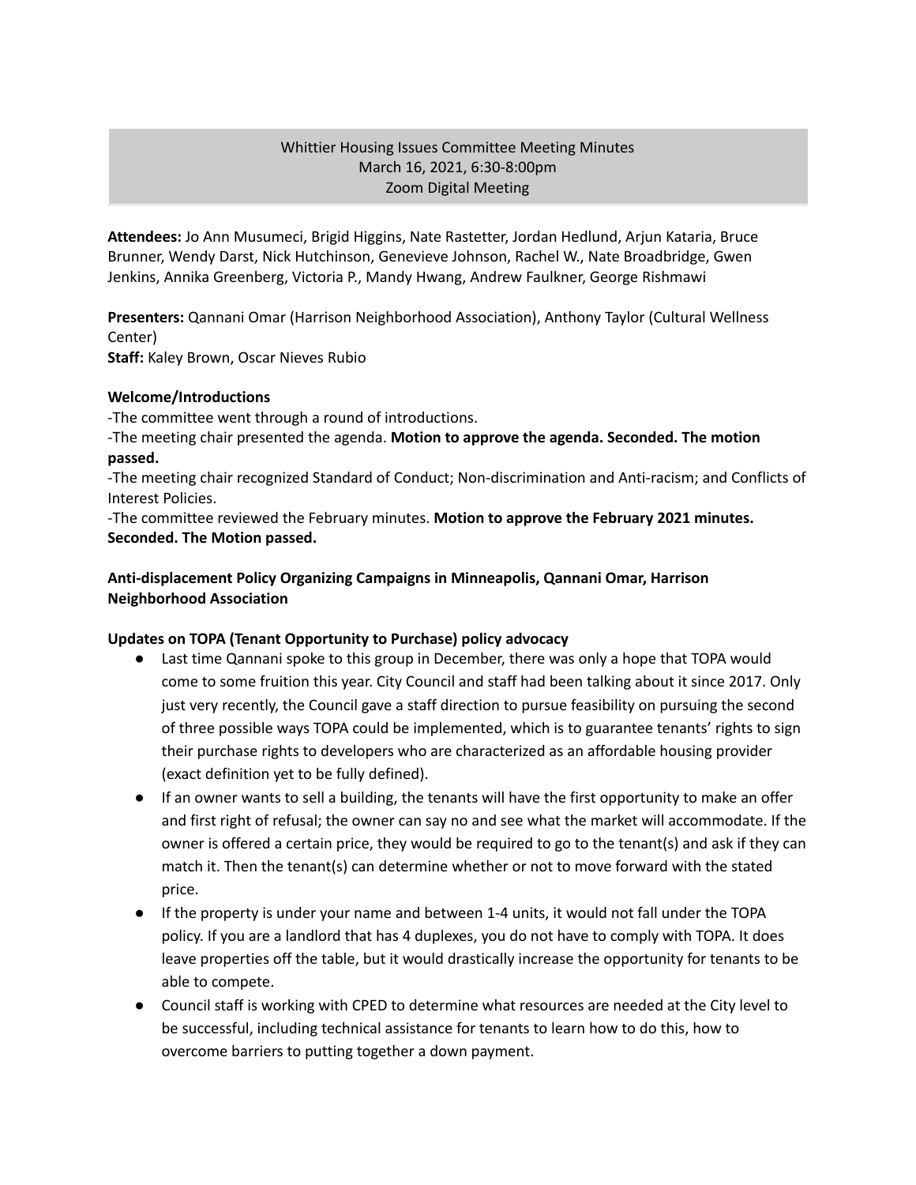# Whittier Housing Issues Committee Meeting Minutes
March 16, 2021, 6:30-8:00pm
Zoom Digital Meeting

**Attendees:** Jo Ann Musumeci, Brigid Higgins, Nate Rastetter, Jordan Hedlund, Arjun Kataria, Bruce Brunner, Wendy Darst, Nick Hutchinson, Genevieve Johnson, Rachel W., Nate Broadbridge, Gwen Jenkins, Annika Greenberg, Victoria P., Mandy Hwang, Andrew Faulkner, George Rishmawi

**Presenters:** Qannani Omar (Harrison Neighborhood Association), Anthony Taylor (Cultural Wellness Center)
**Staff:** Kaley Brown, Oscar Nieves Rubio

**Welcome/Introductions**
-The committee went through a round of introductions.
-The meeting chair presented the agenda. **Motion to approve the agenda. Seconded. The motion passed.**
-The meeting chair recognized Standard of Conduct; Non-discrimination and Anti-racism; and Conflicts of Interest Policies.
-The committee reviewed the February minutes. **Motion to approve the February 2021 minutes. Seconded. The Motion passed.**

**Anti-displacement Policy Organizing Campaigns in Minneapolis, Qannani Omar, Harrison Neighborhood Association**

**Updates on TOPA (Tenant Opportunity to Purchase) policy advocacy**

- Last time Qannani spoke to this group in December, there was only a hope that TOPA would come to some fruition this year. City Council and staff had been talking about it since 2017. Only just very recently, the Council gave a staff direction to pursue feasibility on pursuing the second of three possible ways TOPA could be implemented, which is to guarantee tenants' rights to sign their purchase rights to developers who are characterized as an affordable housing provider (exact definition yet to be fully defined).
- If an owner wants to sell a building, the tenants will have the first opportunity to make an offer and first right of refusal; the owner can say no and see what the market will accommodate. If the owner is offered a certain price, they would be required to go to the tenant(s) and ask if they can match it. Then the tenant(s) can determine whether or not to move forward with the stated price.
- If the property is under your name and between 1-4 units, it would not fall under the TOPA policy. If you are a landlord that has 4 duplexes, you do not have to comply with TOPA. It does leave properties off the table, but it would drastically increase the opportunity for tenants to be able to compete.
- Council staff is working with CPED to determine what resources are needed at the City level to be successful, including technical assistance for tenants to learn how to do this, how to overcome barriers to putting together a down payment.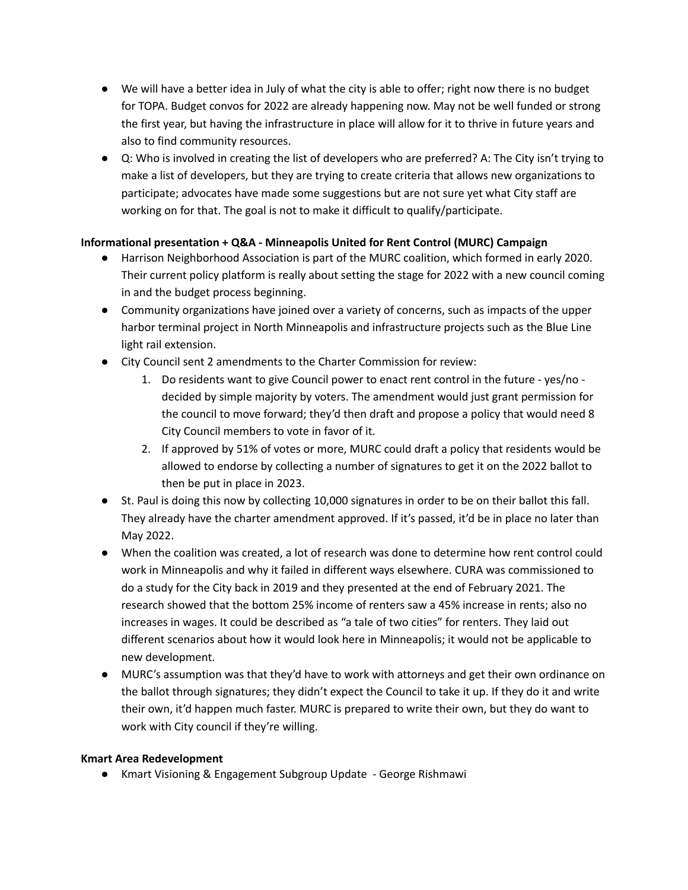- We will have a better idea in July of what the city is able to offer; right now there is no budget for TOPA. Budget convos for 2022 are already happening now. May not be well funded or strong the first year, but having the infrastructure in place will allow for it to thrive in future years and also to find community resources.
- Q: Who is involved in creating the list of developers who are preferred? A: The City isn't trying to make a list of developers, but they are trying to create criteria that allows new organizations to participate; advocates have made some suggestions but are not sure yet what City staff are working on for that. The goal is not to make it difficult to qualify/participate.

**Informational presentation + Q&A - Minneapolis United for Rent Control (MURC) Campaign**

- Harrison Neighborhood Association is part of the MURC coalition, which formed in early 2020. Their current policy platform is really about setting the stage for 2022 with a new council coming in and the budget process beginning.
- Community organizations have joined over a variety of concerns, such as impacts of the upper harbor terminal project in North Minneapolis and infrastructure projects such as the Blue Line light rail extension.
- City Council sent 2 amendments to the Charter Commission for review:
    1. Do residents want to give Council power to enact rent control in the future - yes/no - decided by simple majority by voters. The amendment would just grant permission for the council to move forward; they'd then draft and propose a policy that would need 8 City Council members to vote in favor of it.
    2. If approved by 51% of votes or more, MURC could draft a policy that residents would be allowed to endorse by collecting a number of signatures to get it on the 2022 ballot to then be put in place in 2023.
- St. Paul is doing this now by collecting 10,000 signatures in order to be on their ballot this fall. They already have the charter amendment approved. If it's passed, it'd be in place no later than May 2022.
- When the coalition was created, a lot of research was done to determine how rent control could work in Minneapolis and why it failed in different ways elsewhere. CURA was commissioned to do a study for the City back in 2019 and they presented at the end of February 2021. The research showed that the bottom 25% income of renters saw a 45% increase in rents; also no increases in wages. It could be described as "a tale of two cities" for renters. They laid out different scenarios about how it would look here in Minneapolis; it would not be applicable to new development.
- MURC's assumption was that they'd have to work with attorneys and get their own ordinance on the ballot through signatures; they didn't expect the Council to take it up. If they do it and write their own, it'd happen much faster. MURC is prepared to write their own, but they do want to work with City council if they're willing.

**Kmart Area Redevelopment**

- Kmart Visioning & Engagement Subgroup Update - George Rishmawi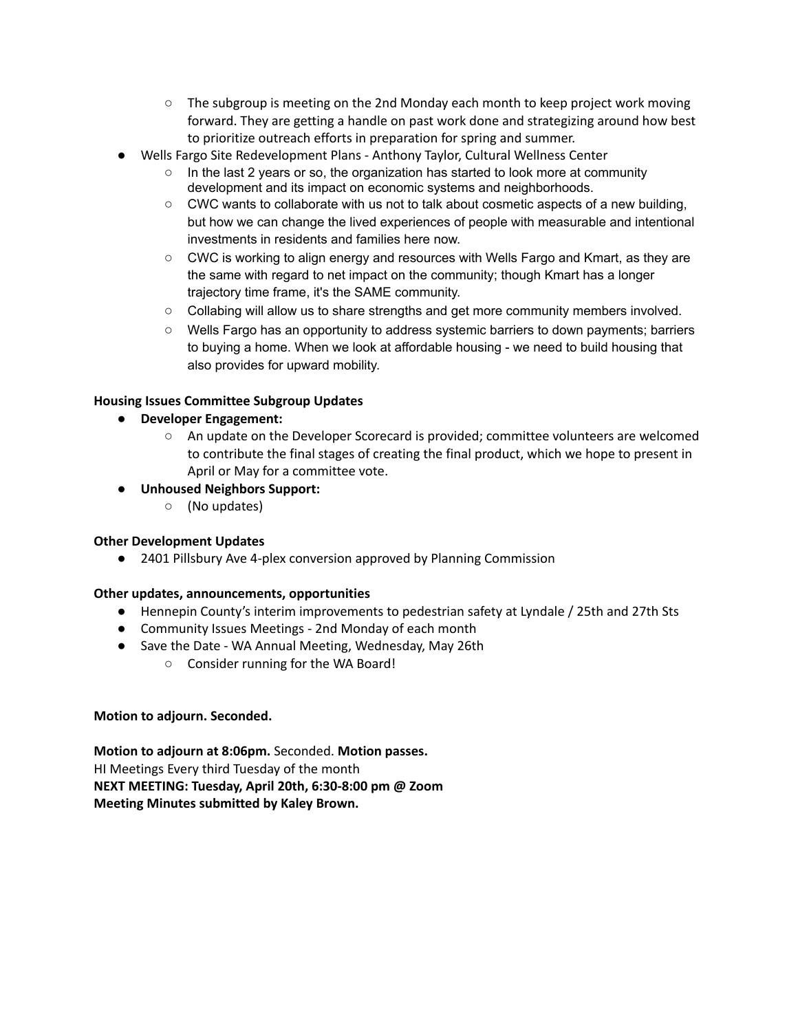- The subgroup is meeting on the 2nd Monday each month to keep project work moving forward. They are getting a handle on past work done and strategizing around how best to prioritize outreach efforts in preparation for spring and summer.
- Wells Fargo Site Redevelopment Plans - Anthony Taylor, Cultural Wellness Center
    - In the last 2 years or so, the organization has started to look more at community development and its impact on economic systems and neighborhoods.
    - CWC wants to collaborate with us not to talk about cosmetic aspects of a new building, but how we can change the lived experiences of people with measurable and intentional investments in residents and families here now.
    - CWC is working to align energy and resources with Wells Fargo and Kmart, as they are the same with regard to net impact on the community; though Kmart has a longer trajectory time frame, it's the SAME community.
    - Collabing will allow us to share strengths and get more community members involved.
    - Wells Fargo has an opportunity to address systemic barriers to down payments; barriers to buying a home. When we look at affordable housing - we need to build housing that also provides for upward mobility.

**Housing Issues Committee Subgroup Updates**

- **Developer Engagement:**
    - An update on the Developer Scorecard is provided; committee volunteers are welcomed to contribute the final stages of creating the final product, which we hope to present in April or May for a committee vote.
- **Unhoused Neighbors Support:**
    - (No updates)

**Other Development Updates**

- 2401 Pillsbury Ave 4-plex conversion approved by Planning Commission

**Other updates, announcements, opportunities**

- Hennepin County's interim improvements to pedestrian safety at Lyndale / 25th and 27th Sts
- Community Issues Meetings - 2nd Monday of each month
- Save the Date - WA Annual Meeting, Wednesday, May 26th
    - Consider running for the WA Board!

**Motion to adjourn. Seconded.**

**Motion to adjourn at 8:06pm.** Seconded. **Motion passes.**
HI Meetings Every third Tuesday of the month
**NEXT MEETING: Tuesday, April 20th, 6:30-8:00 pm @ Zoom**
**Meeting Minutes submitted by Kaley Brown.**